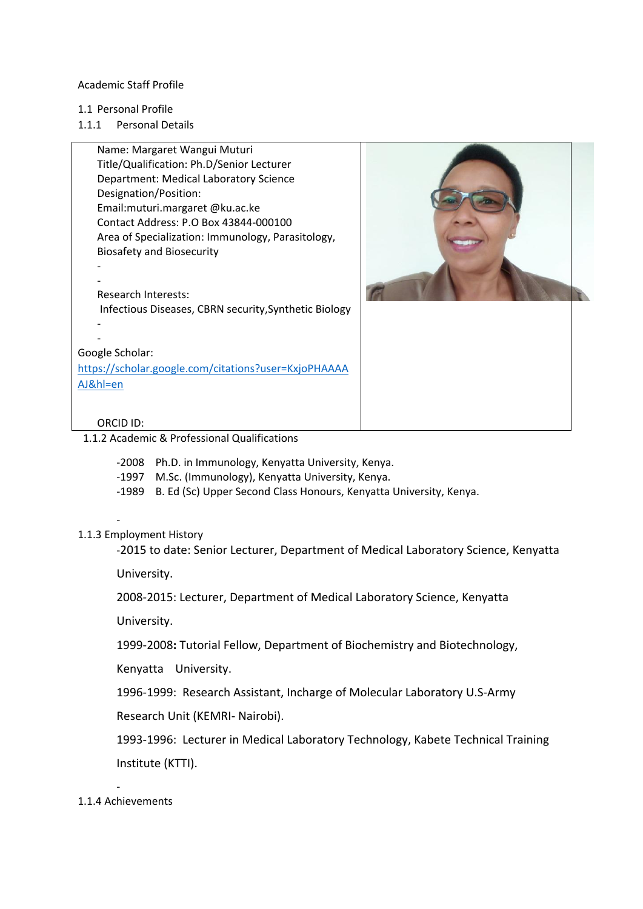Academic Staff Profile

## 1.1 Personal Profile

### 1.1.1 Personal Details

Name: Margaret Wangui Muturi
Title/Qualification: Ph.D/Senior Lecturer
Department: Medical Laboratory Science
Designation/Position:
Email:muturi.margaret @ku.ac.ke
Contact Address: P.O Box 43844-000100
Area of Specialization: Immunology, Parasitology, Biosafety and Biosecurity

-
-

Research Interests:
Infectious Diseases, CBRN security,Synthetic Biology

-
-

Google Scholar:
[https://scholar.google.com/citations?user=KxjoPHAAAAAJ&hl=en](https://scholar.google.com/citations?user=KxjoPHAAAAAJ&hl=en)

ORCID ID:

### 1.1.2 Academic & Professional Qualifications

- -2008 Ph.D. in Immunology, Kenyatta University, Kenya.
- -1997 M.Sc. (Immunology), Kenyatta University, Kenya.
- -1989 B. Ed (Sc) Upper Second Class Honours, Kenyatta University, Kenya.

-

### 1.1.3 Employment History

-2015 to date: Senior Lecturer, Department of Medical Laboratory Science, Kenyatta University.

2008-2015: Lecturer, Department of Medical Laboratory Science, Kenyatta University.

1999-2008**:** Tutorial Fellow, Department of Biochemistry and Biotechnology, Kenyatta University.

1996-1999: Research Assistant, Incharge of Molecular Laboratory U.S-Army Research Unit (KEMRI- Nairobi).

1993-1996: Lecturer in Medical Laboratory Technology, Kabete Technical Training Institute (KTTI).

-

### 1.1.4 Achievements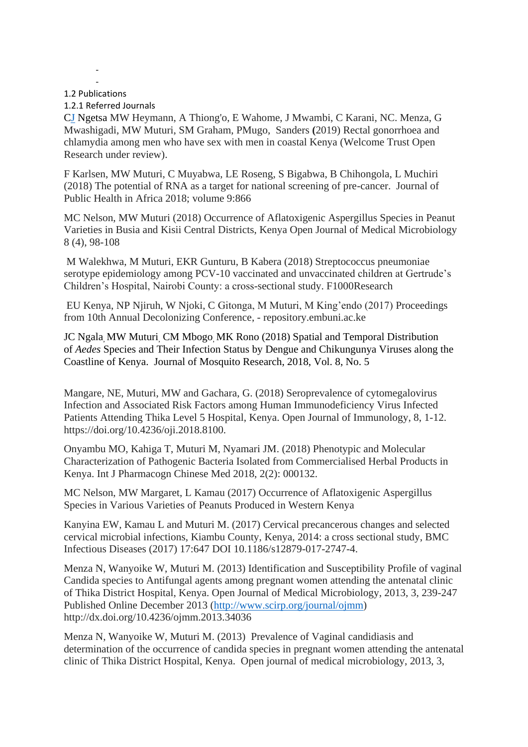-
-

## 1.2 Publications

### 1.2.1 Referred Journals

CJ Ngetsa MW Heymann, A Thiong'o, E Wahome, J Mwambi, C Karani, NC. Menza, G Mwashigadi, MW Muturi, SM Graham, PMugo, Sanders (2019) Rectal gonorrhoea and chlamydia among men who have sex with men in coastal Kenya (Welcome Trust Open Research under review).

F Karlsen, MW Muturi, C Muyabwa, LE Roseng, S Bigabwa, B Chihongola, L Muchiri (2018) The potential of RNA as a target for national screening of pre-cancer. Journal of Public Health in Africa 2018; volume 9:866

MC Nelson, MW Muturi (2018) Occurrence of Aflatoxigenic Aspergillus Species in Peanut Varieties in Busia and Kisii Central Districts, Kenya Open Journal of Medical Microbiology 8 (4), 98-108

M Walekhwa, M Muturi, EKR Gunturu, B Kabera (2018) Streptococcus pneumoniae serotype epidemiology among PCV-10 vaccinated and unvaccinated children at Gertrude's Children's Hospital, Nairobi County: a cross-sectional study. F1000Research

EU Kenya, NP Njiruh, W Njoki, C Gitonga, M Muturi, M King'endo (2017) Proceedings from 10th Annual Decolonizing Conference, - repository.embuni.ac.ke

JC Ngala, MW Muturi, CM Mbogo, MK Rono (2018) Spatial and Temporal Distribution of *Aedes* Species and Their Infection Status by Dengue and Chikungunya Viruses along the Coastline of Kenya. Journal of Mosquito Research, 2018, Vol. 8, No. 5

Mangare, NE, Muturi, MW and Gachara, G. (2018) Seroprevalence of cytomegalovirus Infection and Associated Risk Factors among Human Immunodeficiency Virus Infected Patients Attending Thika Level 5 Hospital, Kenya. Open Journal of Immunology, 8, 1-12. https://doi.org/10.4236/oji.2018.8100.

Onyambu MO, Kahiga T, Muturi M, Nyamari JM. (2018) Phenotypic and Molecular Characterization of Pathogenic Bacteria Isolated from Commercialised Herbal Products in Kenya. Int J Pharmacogn Chinese Med 2018, 2(2): 000132.

MC Nelson, MW Margaret, L Kamau (2017) Occurrence of Aflatoxigenic Aspergillus Species in Various Varieties of Peanuts Produced in Western Kenya

Kanyina EW, Kamau L and Muturi M. (2017) Cervical precancerous changes and selected cervical microbial infections, Kiambu County, Kenya, 2014: a cross sectional study, BMC Infectious Diseases (2017) 17:647 DOI 10.1186/s12879-017-2747-4.

Menza N, Wanyoike W, Muturi M. (2013) Identification and Susceptibility Profile of vaginal Candida species to Antifungal agents among pregnant women attending the antenatal clinic of Thika District Hospital, Kenya. Open Journal of Medical Microbiology, 2013, 3, 239-247 Published Online December 2013 (http://www.scirp.org/journal/ojmm) http://dx.doi.org/10.4236/ojmm.2013.34036

Menza N, Wanyoike W, Muturi M. (2013) Prevalence of Vaginal candidiasis and determination of the occurrence of candida species in pregnant women attending the antenatal clinic of Thika District Hospital, Kenya. Open journal of medical microbiology, 2013, 3,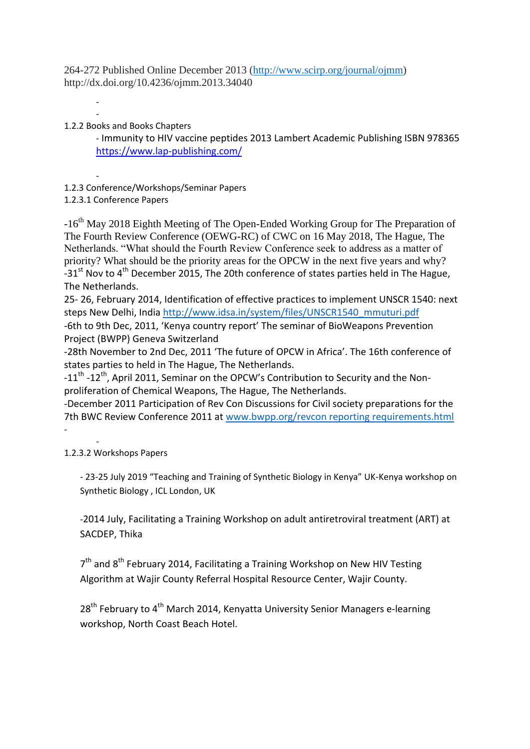264-272 Published Online December 2013 (http://www.scirp.org/journal/ojmm)
http://dx.doi.org/10.4236/ojmm.2013.34040

-
-

1.2.2 Books and Books Chapters

- Immunity to HIV vaccine peptides 2013 Lambert Academic Publishing ISBN 978365 https://www.lap-publishing.com/

-

1.2.3 Conference/Workshops/Seminar Papers

1.2.3.1 Conference Papers

-16th May 2018 Eighth Meeting of The Open-Ended Working Group for The Preparation of The Fourth Review Conference (OEWG-RC) of CWC on 16 May 2018, The Hague, The Netherlands. "What should the Fourth Review Conference seek to address as a matter of priority? What should be the priority areas for the OPCW in the next five years and why?
-31st Nov to 4th December 2015, The 20th conference of states parties held in The Hague, The Netherlands.
25- 26, February 2014, Identification of effective practices to implement UNSCR 1540: next steps New Delhi, India http://www.idsa.in/system/files/UNSCR1540_mmuturi.pdf
-6th to 9th Dec, 2011, 'Kenya country report' The seminar of BioWeapons Prevention Project (BWPP) Geneva Switzerland
-28th November to 2nd Dec, 2011 'The future of OPCW in Africa'. The 16th conference of states parties to held in The Hague, The Netherlands.
-11th -12th, April 2011, Seminar on the OPCW's Contribution to Security and the Non-proliferation of Chemical Weapons, The Hague, The Netherlands.
-December 2011 Participation of Rev Con Discussions for Civil society preparations for the 7th BWC Review Conference 2011 at www.bwpp.org/revcon reporting requirements.html
-

-

1.2.3.2 Workshops Papers

- 23-25 July 2019 "Teaching and Training of Synthetic Biology in Kenya" UK-Kenya workshop on Synthetic Biology , ICL London, UK

-2014 July, Facilitating a Training Workshop on adult antiretroviral treatment (ART) at SACDEP, Thika

7th and 8th February 2014, Facilitating a Training Workshop on New HIV Testing Algorithm at Wajir County Referral Hospital Resource Center, Wajir County.

28th February to 4th March 2014, Kenyatta University Senior Managers e-learning workshop, North Coast Beach Hotel.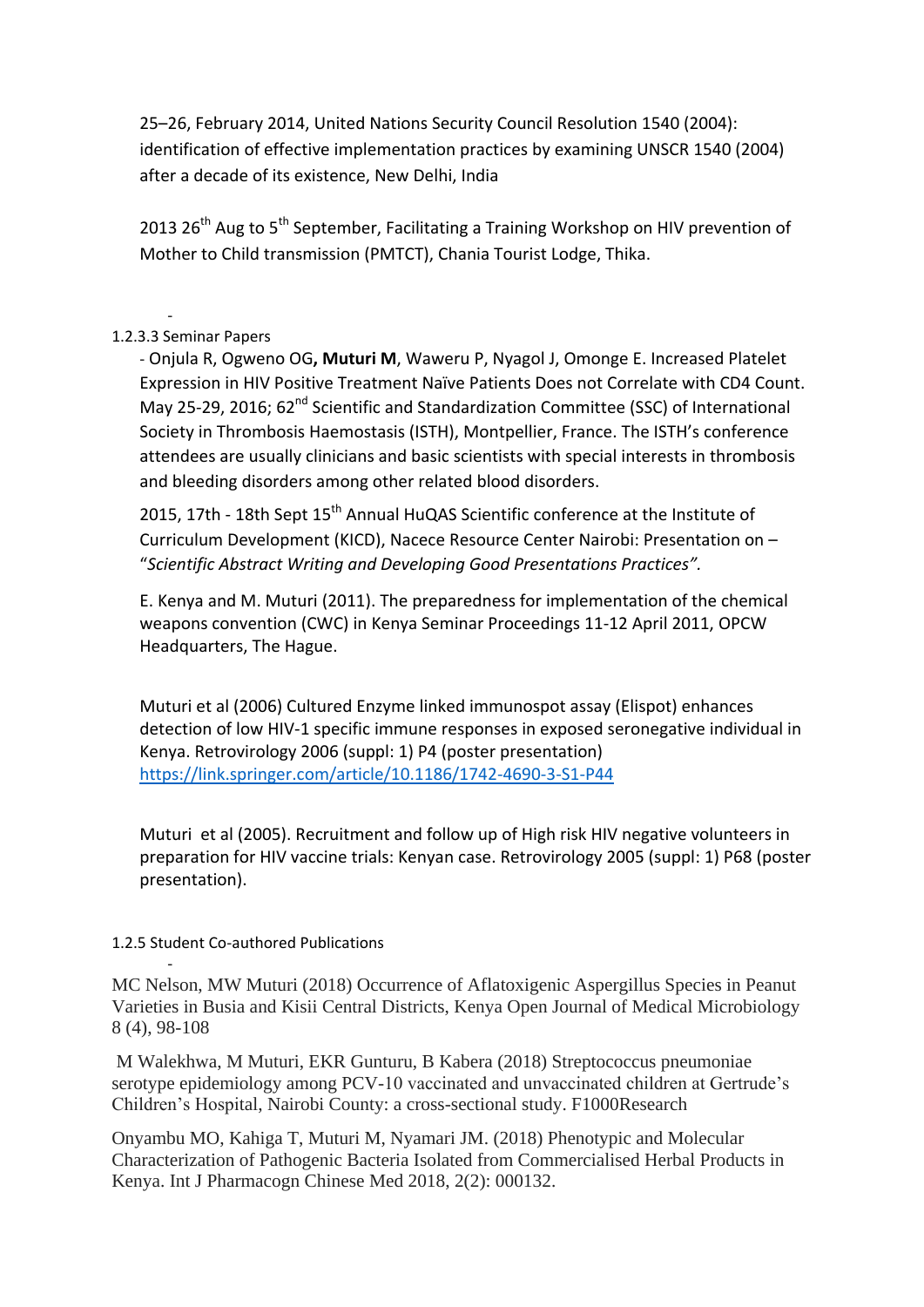25–26, February 2014, United Nations Security Council Resolution 1540 (2004): identification of effective implementation practices by examining UNSCR 1540 (2004) after a decade of its existence, New Delhi, India

2013 26th Aug to 5th September, Facilitating a Training Workshop on HIV prevention of Mother to Child transmission (PMTCT), Chania Tourist Lodge, Thika.

-

1.2.3.3 Seminar Papers

- Onjula R, Ogweno OG, **Muturi M**, Waweru P, Nyagol J, Omonge E. Increased Platelet Expression in HIV Positive Treatment Naïve Patients Does not Correlate with CD4 Count. May 25-29, 2016; 62nd Scientific and Standardization Committee (SSC) of International Society in Thrombosis Haemostasis (ISTH), Montpellier, France. The ISTH's conference attendees are usually clinicians and basic scientists with special interests in thrombosis and bleeding disorders among other related blood disorders.

2015, 17th - 18th Sept 15th Annual HuQAS Scientific conference at the Institute of Curriculum Development (KICD), Nacece Resource Center Nairobi: Presentation on – "*Scientific Abstract Writing and Developing Good Presentations Practices".*

E. Kenya and M. Muturi (2011). The preparedness for implementation of the chemical weapons convention (CWC) in Kenya Seminar Proceedings 11-12 April 2011, OPCW Headquarters, The Hague.

Muturi et al (2006) Cultured Enzyme linked immunospot assay (Elispot) enhances detection of low HIV-1 specific immune responses in exposed seronegative individual in Kenya. Retrovirology 2006 (suppl: 1) P4 (poster presentation) https://link.springer.com/article/10.1186/1742-4690-3-S1-P44

Muturi et al (2005). Recruitment and follow up of High risk HIV negative volunteers in preparation for HIV vaccine trials: Kenyan case. Retrovirology 2005 (suppl: 1) P68 (poster presentation).

1.2.5 Student Co-authored Publications

-

MC Nelson, MW Muturi (2018) Occurrence of Aflatoxigenic Aspergillus Species in Peanut Varieties in Busia and Kisii Central Districts, Kenya Open Journal of Medical Microbiology 8 (4), 98-108

M Walekhwa, M Muturi, EKR Gunturu, B Kabera (2018) Streptococcus pneumoniae serotype epidemiology among PCV-10 vaccinated and unvaccinated children at Gertrude's Children's Hospital, Nairobi County: a cross-sectional study. F1000Research

Onyambu MO, Kahiga T, Muturi M, Nyamari JM. (2018) Phenotypic and Molecular Characterization of Pathogenic Bacteria Isolated from Commercialised Herbal Products in Kenya. Int J Pharmacogn Chinese Med 2018, 2(2): 000132.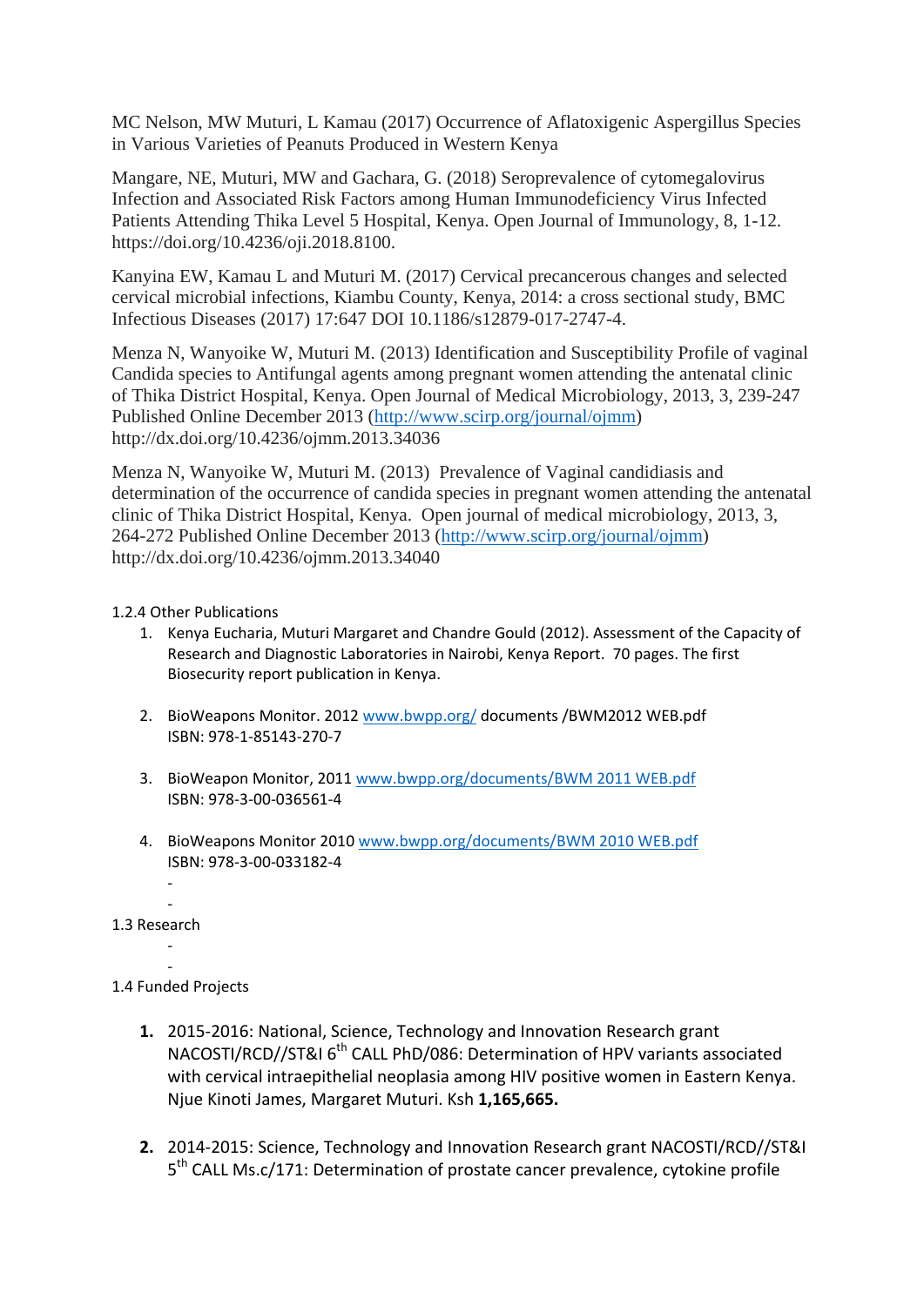MC Nelson, MW Muturi, L Kamau (2017) Occurrence of Aflatoxigenic Aspergillus Species in Various Varieties of Peanuts Produced in Western Kenya

Mangare, NE, Muturi, MW and Gachara, G. (2018) Seroprevalence of cytomegalovirus Infection and Associated Risk Factors among Human Immunodeficiency Virus Infected Patients Attending Thika Level 5 Hospital, Kenya. Open Journal of Immunology, 8, 1-12. https://doi.org/10.4236/oji.2018.8100.

Kanyina EW, Kamau L and Muturi M. (2017) Cervical precancerous changes and selected cervical microbial infections, Kiambu County, Kenya, 2014: a cross sectional study, BMC Infectious Diseases (2017) 17:647 DOI 10.1186/s12879-017-2747-4.

Menza N, Wanyoike W, Muturi M. (2013) Identification and Susceptibility Profile of vaginal Candida species to Antifungal agents among pregnant women attending the antenatal clinic of Thika District Hospital, Kenya. Open Journal of Medical Microbiology, 2013, 3, 239-247 Published Online December 2013 (http://www.scirp.org/journal/ojmm) http://dx.doi.org/10.4236/ojmm.2013.34036

Menza N, Wanyoike W, Muturi M. (2013) Prevalence of Vaginal candidiasis and determination of the occurrence of candida species in pregnant women attending the antenatal clinic of Thika District Hospital, Kenya. Open journal of medical microbiology, 2013, 3, 264-272 Published Online December 2013 (http://www.scirp.org/journal/ojmm) http://dx.doi.org/10.4236/ojmm.2013.34040

1.2.4 Other Publications

1. Kenya Eucharia, Muturi Margaret and Chandre Gould (2012). Assessment of the Capacity of Research and Diagnostic Laboratories in Nairobi, Kenya Report. 70 pages. The first Biosecurity report publication in Kenya.

2. BioWeapons Monitor. 2012 www.bwpp.org/ documents /BWM2012 WEB.pdf
   ISBN: 978-1-85143-270-7

3. BioWeapon Monitor, 2011 www.bwpp.org/documents/BWM 2011 WEB.pdf
   ISBN: 978-3-00-036561-4

4. BioWeapons Monitor 2010 www.bwpp.org/documents/BWM 2010 WEB.pdf
   ISBN: 978-3-00-033182-4
   -
   -

1.3 Research

-
-

1.4 Funded Projects

1. 2015-2016: National, Science, Technology and Innovation Research grant NACOSTI/RCD//ST&I 6th CALL PhD/086: Determination of HPV variants associated with cervical intraepithelial neoplasia among HIV positive women in Eastern Kenya. Njue Kinoti James, Margaret Muturi. Ksh **1,165,665.**

2. 2014-2015: Science, Technology and Innovation Research grant NACOSTI/RCD//ST&I 5th CALL Ms.c/171: Determination of prostate cancer prevalence, cytokine profile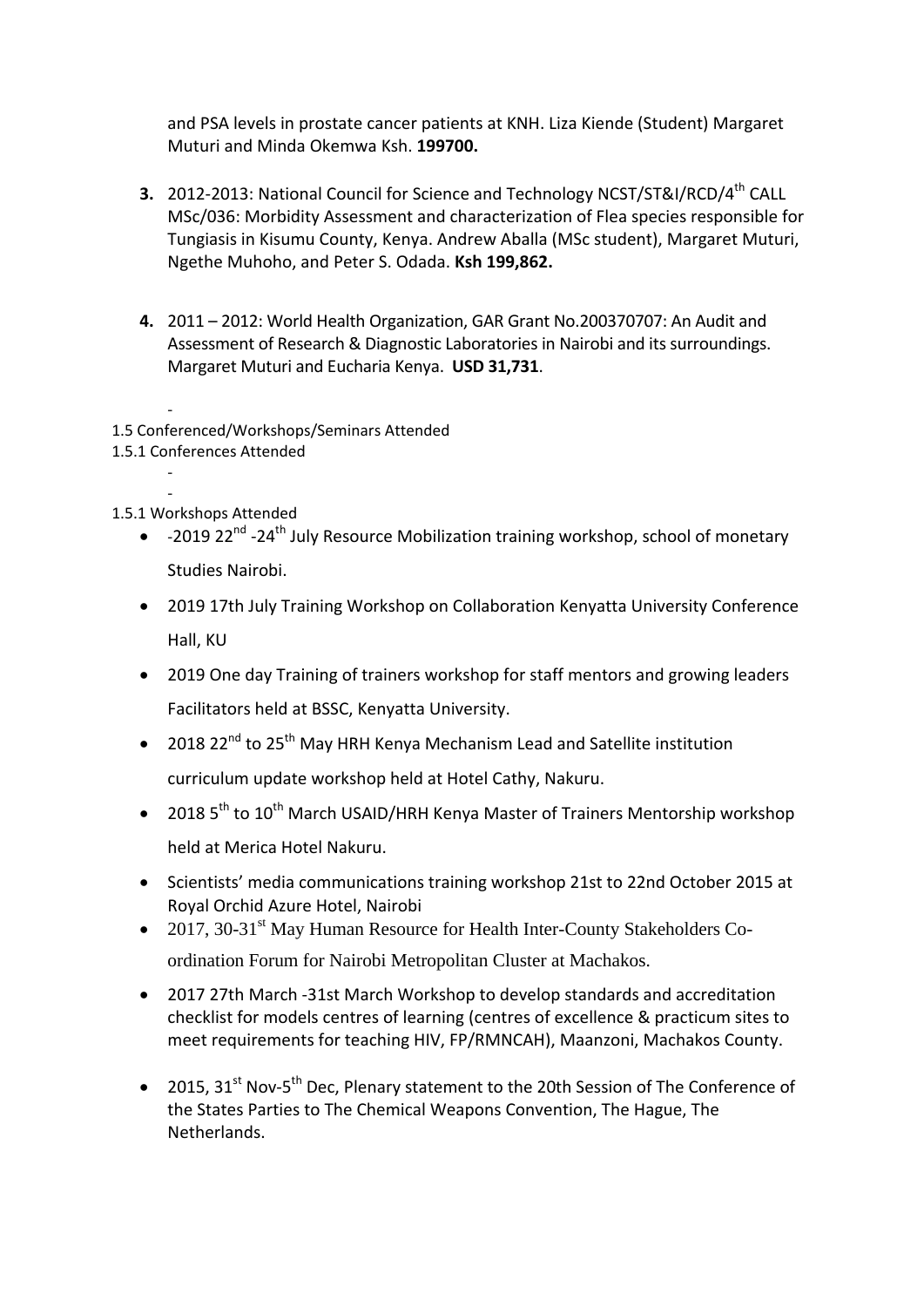and PSA levels in prostate cancer patients at KNH. Liza Kiende (Student) Margaret Muturi and Minda Okemwa Ksh. **199700.**

3. 2012-2013: National Council for Science and Technology NCST/ST&I/RCD/4th CALL MSc/036: Morbidity Assessment and characterization of Flea species responsible for Tungiasis in Kisumu County, Kenya. Andrew Aballa (MSc student), Margaret Muturi, Ngethe Muhoho, and Peter S. Odada. **Ksh 199,862.**

4. 2011 – 2012: World Health Organization, GAR Grant No.200370707: An Audit and Assessment of Research & Diagnostic Laboratories in Nairobi and its surroundings. Margaret Muturi and Eucharia Kenya. **USD 31,731**.

-

1.5 Conferenced/Workshops/Seminars Attended

1.5.1 Conferences Attended

-
-

1.5.1 Workshops Attended

- -2019 22nd -24th July Resource Mobilization training workshop, school of monetary Studies Nairobi.
- 2019 17th July Training Workshop on Collaboration Kenyatta University Conference Hall, KU
- 2019 One day Training of trainers workshop for staff mentors and growing leaders Facilitators held at BSSC, Kenyatta University.
- 2018 22nd to 25th May HRH Kenya Mechanism Lead and Satellite institution curriculum update workshop held at Hotel Cathy, Nakuru.
- 2018 5th to 10th March USAID/HRH Kenya Master of Trainers Mentorship workshop held at Merica Hotel Nakuru.
- Scientists' media communications training workshop 21st to 22nd October 2015 at Royal Orchid Azure Hotel, Nairobi
- 2017, 30-31st May Human Resource for Health Inter-County Stakeholders Co-ordination Forum for Nairobi Metropolitan Cluster at Machakos.
- 2017 27th March -31st March Workshop to develop standards and accreditation checklist for models centres of learning (centres of excellence & practicum sites to meet requirements for teaching HIV, FP/RMNCAH), Maanzoni, Machakos County.
- 2015, 31st Nov-5th Dec, Plenary statement to the 20th Session of The Conference of the States Parties to The Chemical Weapons Convention, The Hague, The Netherlands.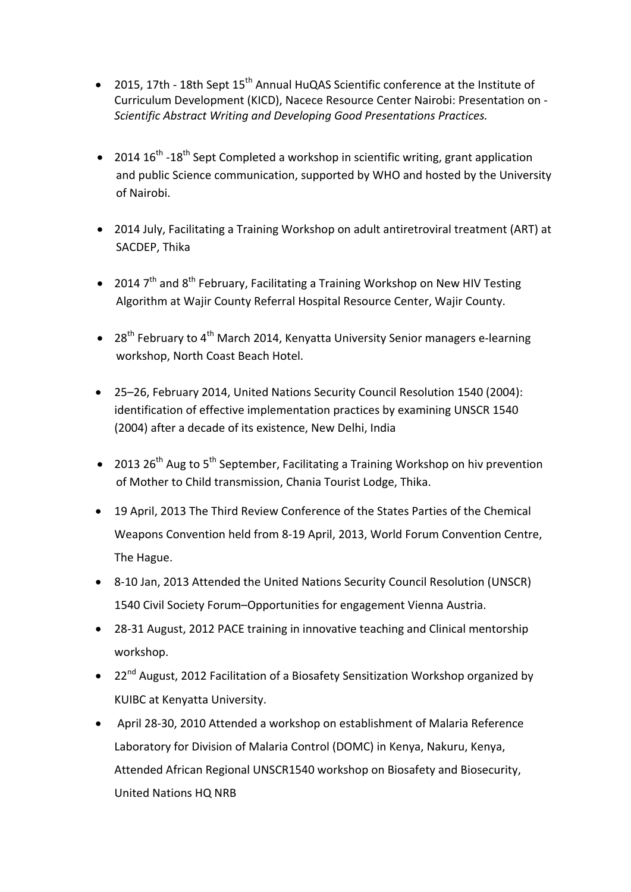- 2015, 17th - 18th Sept 15th Annual HuQAS Scientific conference at the Institute of Curriculum Development (KICD), Nacece Resource Center Nairobi: Presentation on - *Scientific Abstract Writing and Developing Good Presentations Practices.*

- 2014 16th -18th Sept Completed a workshop in scientific writing, grant application and public Science communication, supported by WHO and hosted by the University of Nairobi.

- 2014 July, Facilitating a Training Workshop on adult antiretroviral treatment (ART) at SACDEP, Thika

- 2014 7th and 8th February, Facilitating a Training Workshop on New HIV Testing Algorithm at Wajir County Referral Hospital Resource Center, Wajir County.

- 28th February to 4th March 2014, Kenyatta University Senior managers e-learning workshop, North Coast Beach Hotel.

- 25–26, February 2014, United Nations Security Council Resolution 1540 (2004): identification of effective implementation practices by examining UNSCR 1540 (2004) after a decade of its existence, New Delhi, India

- 2013 26th Aug to 5th September, Facilitating a Training Workshop on hiv prevention of Mother to Child transmission, Chania Tourist Lodge, Thika.

- 19 April, 2013 The Third Review Conference of the States Parties of the Chemical Weapons Convention held from 8-19 April, 2013, World Forum Convention Centre, The Hague.

- 8-10 Jan, 2013 Attended the United Nations Security Council Resolution (UNSCR) 1540 Civil Society Forum–Opportunities for engagement Vienna Austria.

- 28-31 August, 2012 PACE training in innovative teaching and Clinical mentorship workshop.

- 22nd August, 2012 Facilitation of a Biosafety Sensitization Workshop organized by KUIBC at Kenyatta University.

- April 28-30, 2010 Attended a workshop on establishment of Malaria Reference Laboratory for Division of Malaria Control (DOMC) in Kenya, Nakuru, Kenya, Attended African Regional UNSCR1540 workshop on Biosafety and Biosecurity, United Nations HQ NRB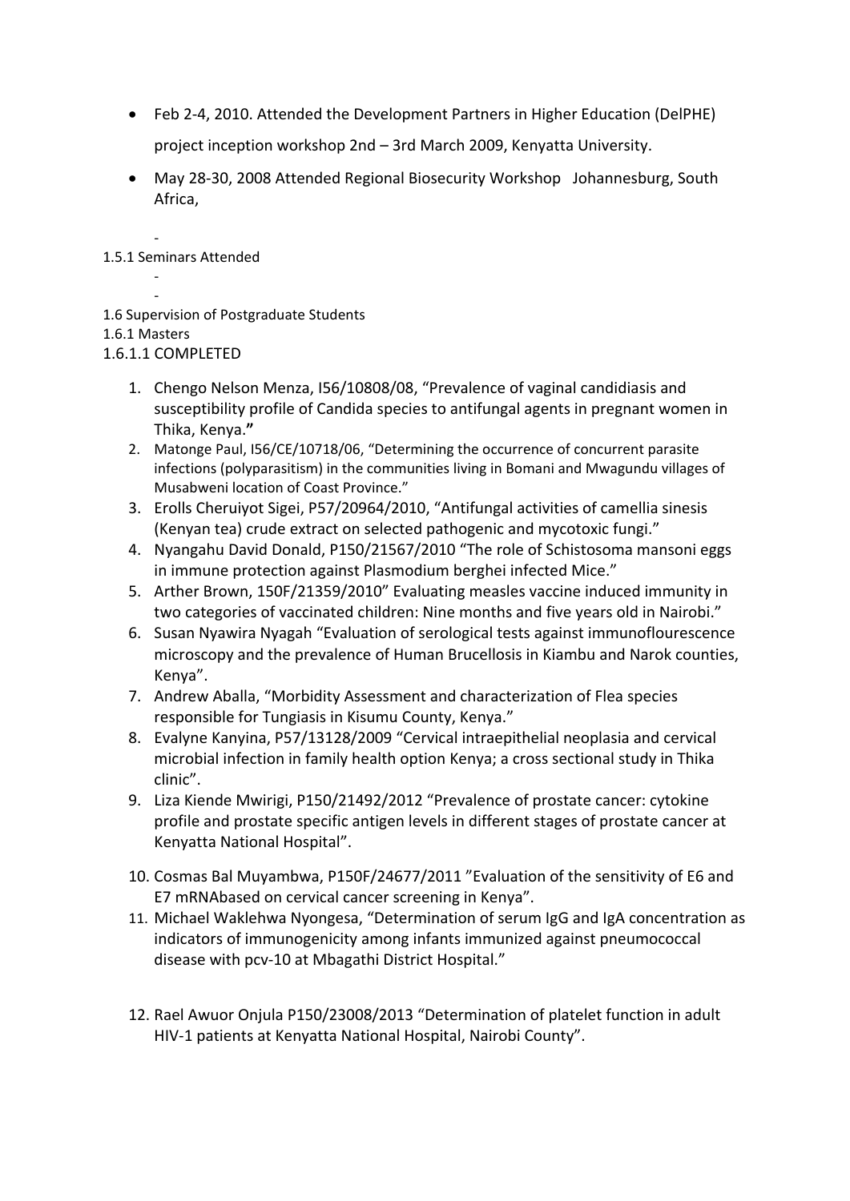- Feb 2-4, 2010. Attended the Development Partners in Higher Education (DelPHE) project inception workshop 2nd – 3rd March 2009, Kenyatta University.
- May 28-30, 2008 Attended Regional Biosecurity Workshop Johannesburg, South Africa,

-

1.5.1 Seminars Attended

-
-

1.6 Supervision of Postgraduate Students

1.6.1 Masters

1.6.1.1 COMPLETED

1. Chengo Nelson Menza, I56/10808/08, "Prevalence of vaginal candidiasis and susceptibility profile of Candida species to antifungal agents in pregnant women in Thika, Kenya."
2. Matonge Paul, I56/CE/10718/06, "Determining the occurrence of concurrent parasite infections (polyparasitism) in the communities living in Bomani and Mwagundu villages of Musabweni location of Coast Province."
3. Erolls Cheruiyot Sigei, P57/20964/2010, "Antifungal activities of camellia sinesis (Kenyan tea) crude extract on selected pathogenic and mycotoxic fungi."
4. Nyangahu David Donald, P150/21567/2010 "The role of Schistosoma mansoni eggs in immune protection against Plasmodium berghei infected Mice."
5. Arther Brown, 150F/21359/2010" Evaluating measles vaccine induced immunity in two categories of vaccinated children: Nine months and five years old in Nairobi."
6. Susan Nyawira Nyagah "Evaluation of serological tests against immunoflourescence microscopy and the prevalence of Human Brucellosis in Kiambu and Narok counties, Kenya".
7. Andrew Aballa, "Morbidity Assessment and characterization of Flea species responsible for Tungiasis in Kisumu County, Kenya."
8. Evalyne Kanyina, P57/13128/2009 "Cervical intraepithelial neoplasia and cervical microbial infection in family health option Kenya; a cross sectional study in Thika clinic".
9. Liza Kiende Mwirigi, P150/21492/2012 "Prevalence of prostate cancer: cytokine profile and prostate specific antigen levels in different stages of prostate cancer at Kenyatta National Hospital".
10. Cosmas Bal Muyambwa, P150F/24677/2011 "Evaluation of the sensitivity of E6 and E7 mRNAbased on cervical cancer screening in Kenya".
11. Michael Waklehwa Nyongesa, "Determination of serum IgG and IgA concentration as indicators of immunogenicity among infants immunized against pneumococcal disease with pcv-10 at Mbagathi District Hospital."
12. Rael Awuor Onjula P150/23008/2013 "Determination of platelet function in adult HIV-1 patients at Kenyatta National Hospital, Nairobi County".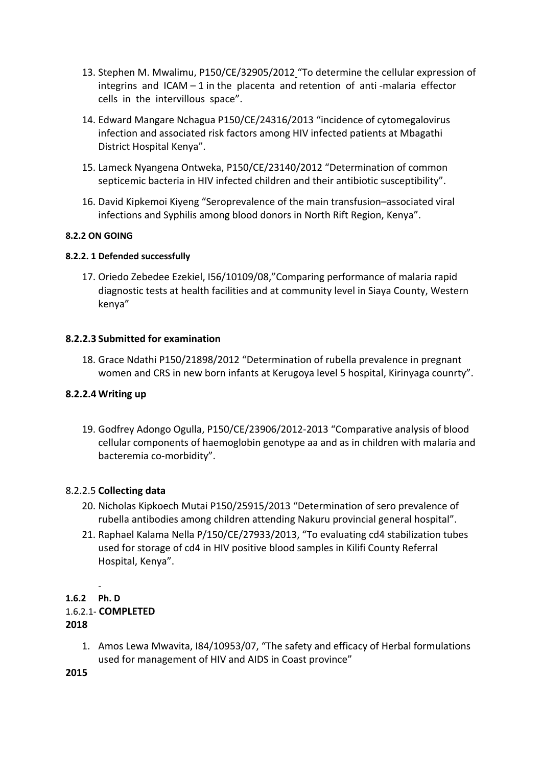13. Stephen M. Mwalimu, P150/CE/32905/2012 "To determine the cellular expression of integrins and ICAM – 1 in the placenta and retention of anti -malaria effector cells in the intervillous space".
14. Edward Mangare Nchagua P150/CE/24316/2013 "incidence of cytomegalovirus infection and associated risk factors among HIV infected patients at Mbagathi District Hospital Kenya".
15. Lameck Nyangena Ontweka, P150/CE/23140/2012 "Determination of common septicemic bacteria in HIV infected children and their antibiotic susceptibility".
16. David Kipkemoi Kiyeng "Seroprevalence of the main transfusion–associated viral infections and Syphilis among blood donors in North Rift Region, Kenya".

**8.2.2 ON GOING**

**8.2.2. 1 Defended successfully**

17. Oriedo Zebedee Ezekiel, I56/10109/08,"Comparing performance of malaria rapid diagnostic tests at health facilities and at community level in Siaya County, Western kenya"

**8.2.2.3 Submitted for examination**

18. Grace Ndathi P150/21898/2012 "Determination of rubella prevalence in pregnant women and CRS in new born infants at Kerugoya level 5 hospital, Kirinyaga counrty".

**8.2.2.4 Writing up**

19. Godfrey Adongo Ogulla, P150/CE/23906/2012-2013 "Comparative analysis of blood cellular components of haemoglobin genotype aa and as in children with malaria and bacteremia co-morbidity".

8.2.2.5 **Collecting data**

20. Nicholas Kipkoech Mutai P150/25915/2013 "Determination of sero prevalence of rubella antibodies among children attending Nakuru provincial general hospital".
21. Raphael Kalama Nella P/150/CE/27933/2013, "To evaluating cd4 stabilization tubes used for storage of cd4 in HIV positive blood samples in Kilifi County Referral Hospital, Kenya".

-

**1.6.2 Ph. D**

1.6.2.1- **COMPLETED**

**2018**

1. Amos Lewa Mwavita, I84/10953/07, "The safety and efficacy of Herbal formulations used for management of HIV and AIDS in Coast province"

**2015**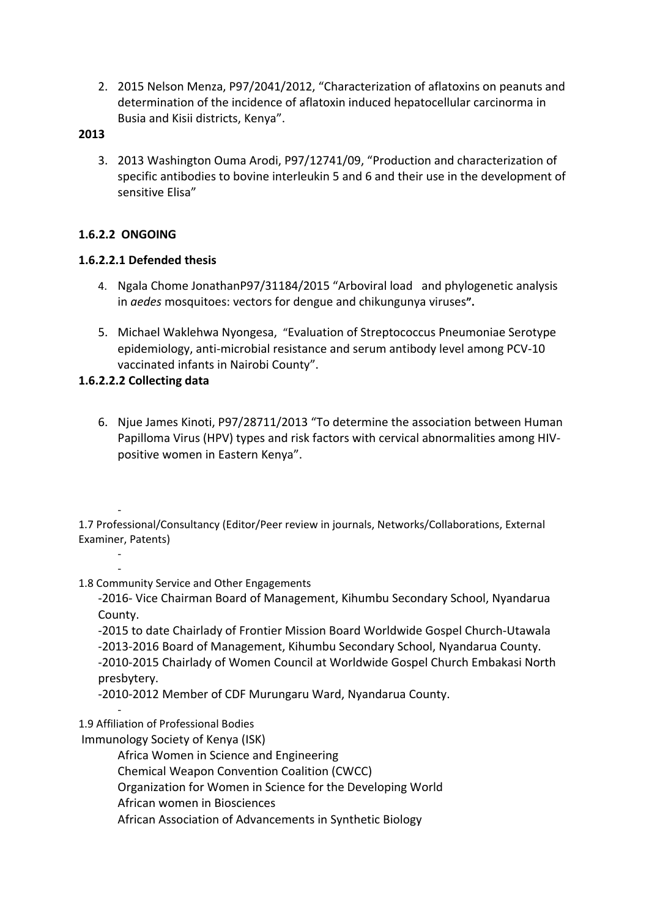2. 2015 Nelson Menza, P97/2041/2012, “Characterization of aflatoxins on peanuts and determination of the incidence of aflatoxin induced hepatocellular carcinorma in Busia and Kisii districts, Kenya”.

**2013**

3. 2013 Washington Ouma Arodi, P97/12741/09, “Production and characterization of specific antibodies to bovine interleukin 5 and 6 and their use in the development of sensitive Elisa”

**1.6.2.2 ONGOING**

**1.6.2.2.1 Defended thesis**

4. Ngala Chome JonathanP97/31184/2015 “Arboviral load and phylogenetic analysis in *aedes* mosquitoes: vectors for dengue and chikungunya viruses**”.**

5. Michael Waklehwa Nyongesa, “Evaluation of Streptococcus Pneumoniae Serotype epidemiology, anti-microbial resistance and serum antibody level among PCV-10 vaccinated infants in Nairobi County”.

**1.6.2.2.2 Collecting data**

6. Njue James Kinoti, P97/28711/2013 “To determine the association between Human Papilloma Virus (HPV) types and risk factors with cervical abnormalities among HIV-positive women in Eastern Kenya”.

-

1.7 Professional/Consultancy (Editor/Peer review in journals, Networks/Collaborations, External Examiner, Patents)

-

-

1.8 Community Service and Other Engagements

-2016- Vice Chairman Board of Management, Kihumbu Secondary School, Nyandarua County.
-2015 to date Chairlady of Frontier Mission Board Worldwide Gospel Church-Utawala
-2013-2016 Board of Management, Kihumbu Secondary School, Nyandarua County.
-2010-2015 Chairlady of Women Council at Worldwide Gospel Church Embakasi North presbytery.
-2010-2012 Member of CDF Murungaru Ward, Nyandarua County.

-

1.9 Affiliation of Professional Bodies

Immunology Society of Kenya (ISK)
Africa Women in Science and Engineering
Chemical Weapon Convention Coalition (CWCC)
Organization for Women in Science for the Developing World
African women in Biosciences
African Association of Advancements in Synthetic Biology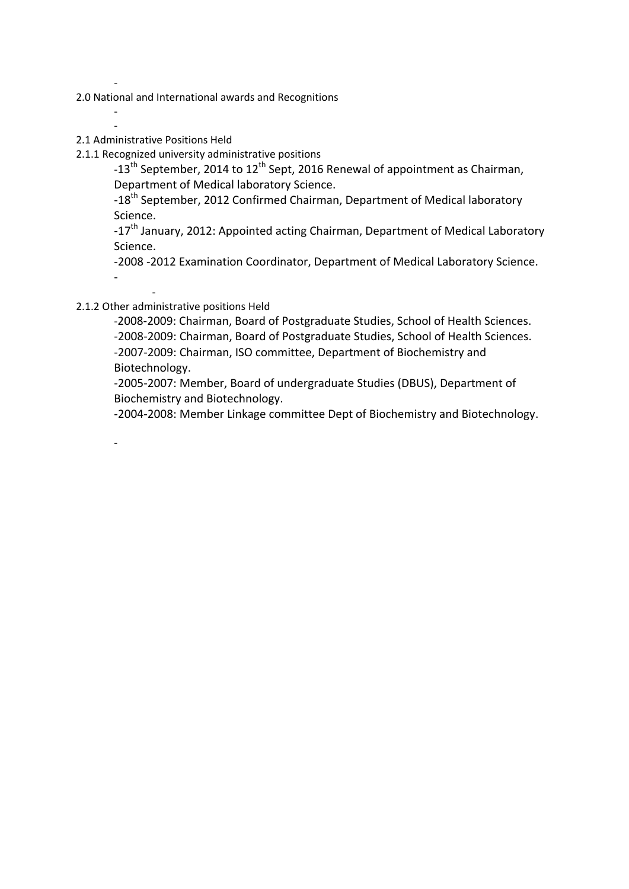-

2.0 National and International awards and Recognitions

-

-

2.1 Administrative Positions Held

2.1.1 Recognized university administrative positions

-13th September, 2014 to 12th Sept, 2016 Renewal of appointment as Chairman, Department of Medical laboratory Science.

-18th September, 2012 Confirmed Chairman, Department of Medical laboratory Science.

-17th January, 2012: Appointed acting Chairman, Department of Medical Laboratory Science.

-2008 -2012 Examination Coordinator, Department of Medical Laboratory Science.

-

-

2.1.2 Other administrative positions Held

-2008-2009: Chairman, Board of Postgraduate Studies, School of Health Sciences.

-2008-2009: Chairman, Board of Postgraduate Studies, School of Health Sciences.

-2007-2009: Chairman, ISO committee, Department of Biochemistry and Biotechnology.

-2005-2007: Member, Board of undergraduate Studies (DBUS), Department of Biochemistry and Biotechnology.

-2004-2008: Member Linkage committee Dept of Biochemistry and Biotechnology.

-